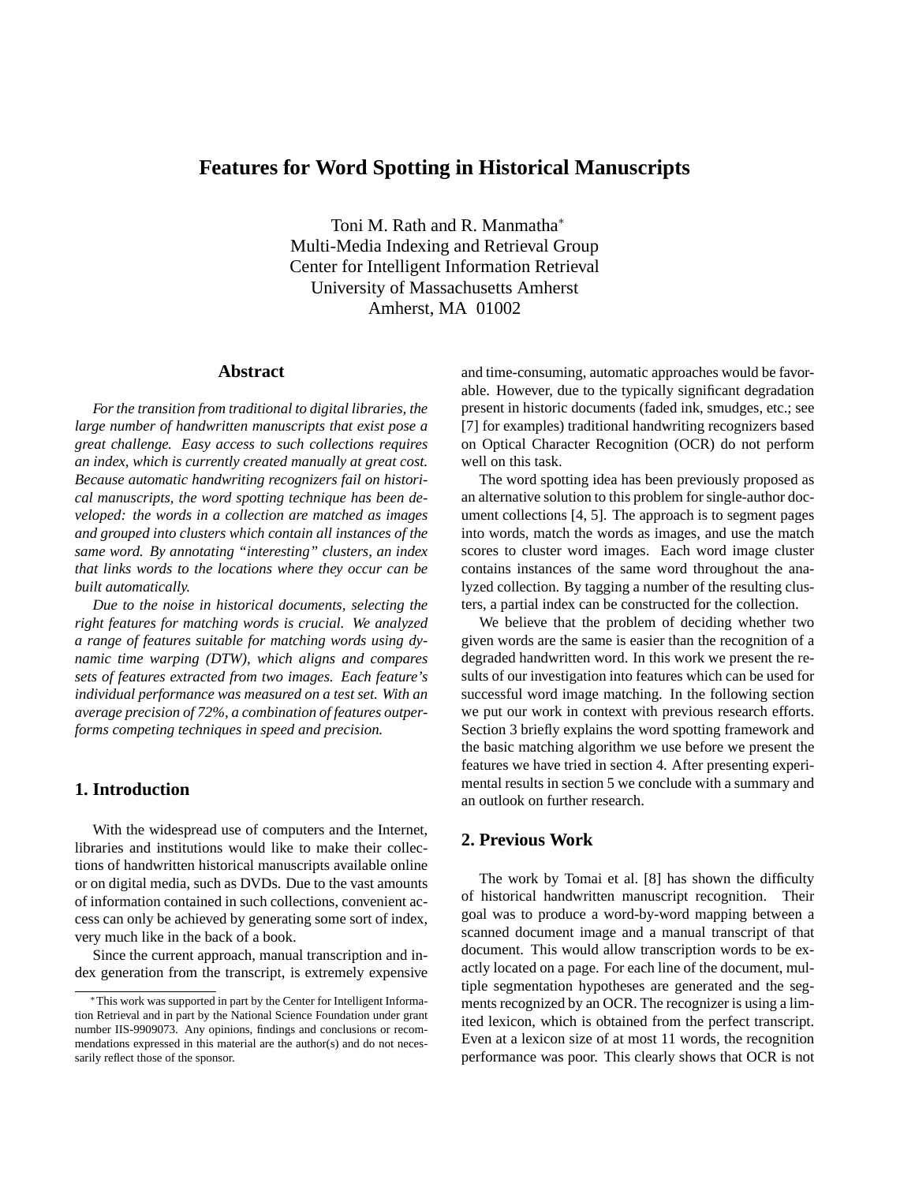／# Features for Word Spotting in Historical Manuscripts

Toni M. Rath and R. Manmatha*
Multi-Media Indexing and Retrieval Group
Center for Intelligent Information Retrieval
University of Massachusetts Amherst
Amherst, MA 01002

## Abstract

*For the transition from traditional to digital libraries, the large number of handwritten manuscripts that exist pose a great challenge. Easy access to such collections requires an index, which is currently created manually at great cost. Because automatic handwriting recognizers fail on historical manuscripts, the word spotting technique has been developed: the words in a collection are matched as images and grouped into clusters which contain all instances of the same word. By annotating "interesting" clusters, an index that links words to the locations where they occur can be built automatically.*

*Due to the noise in historical documents, selecting the right features for matching words is crucial. We analyzed a range of features suitable for matching words using dynamic time warping (DTW), which aligns and compares sets of features extracted from two images. Each feature's individual performance was measured on a test set. With an average precision of 72%, a combination of features outperforms competing techniques in speed and precision.*

## 1. Introduction

With the widespread use of computers and the Internet, libraries and institutions would like to make their collections of handwritten historical manuscripts available online or on digital media, such as DVDs. Due to the vast amounts of information contained in such collections, convenient access can only be achieved by generating some sort of index, very much like in the back of a book.

Since the current approach, manual transcription and index generation from the transcript, is extremely expensive and time-consuming, automatic approaches would be favorable. However, due to the typically significant degradation present in historic documents (faded ink, smudges, etc.; see [7] for examples) traditional handwriting recognizers based on Optical Character Recognition (OCR) do not perform well on this task.

The word spotting idea has been previously proposed as an alternative solution to this problem for single-author document collections [4, 5]. The approach is to segment pages into words, match the words as images, and use the match scores to cluster word images. Each word image cluster contains instances of the same word throughout the analyzed collection. By tagging a number of the resulting clusters, a partial index can be constructed for the collection.

We believe that the problem of deciding whether two given words are the same is easier than the recognition of a degraded handwritten word. In this work we present the results of our investigation into features which can be used for successful word image matching. In the following section we put our work in context with previous research efforts. Section 3 briefly explains the word spotting framework and the basic matching algorithm we use before we present the features we have tried in section 4. After presenting experimental results in section 5 we conclude with a summary and an outlook on further research.

## 2. Previous Work

The work by Tomai et al. [8] has shown the difficulty of historical handwritten manuscript recognition. Their goal was to produce a word-by-word mapping between a scanned document image and a manual transcript of that document. This would allow transcription words to be exactly located on a page. For each line of the document, multiple segmentation hypotheses are generated and the segments recognized by an OCR. The recognizer is using a limited lexicon, which is obtained from the perfect transcript. Even at a lexicon size of at most 11 words, the recognition performance was poor. This clearly shows that OCR is not

*This work was supported in part by the Center for Intelligent Information Retrieval and in part by the National Science Foundation under grant number IIS-9909073. Any opinions, findings and conclusions or recommendations expressed in this material are the author(s) and do not necessarily reflect those of the sponsor.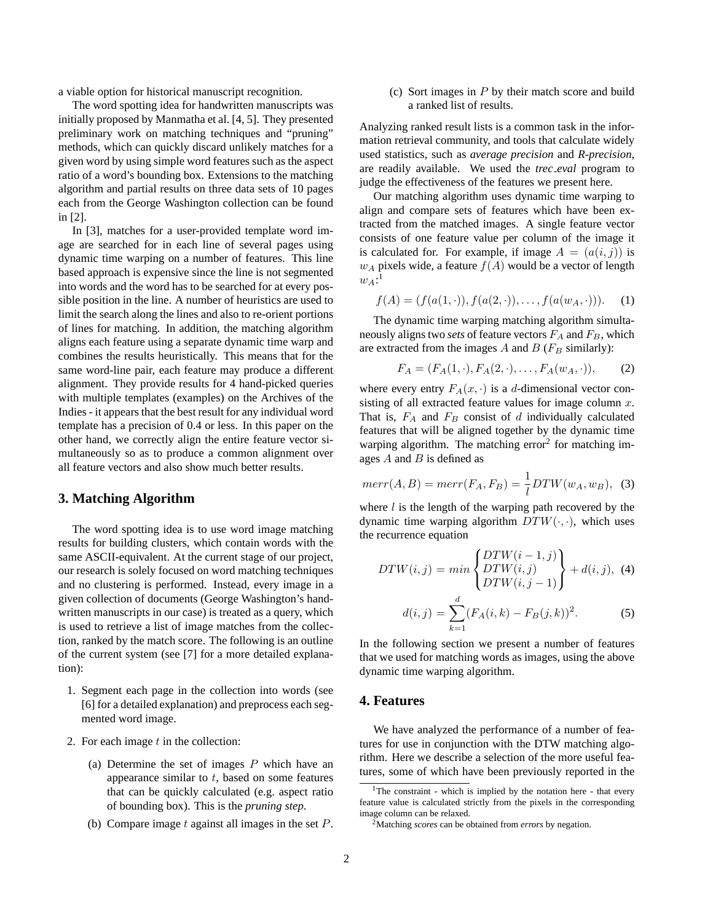a viable option for historical manuscript recognition.

The word spotting idea for handwritten manuscripts was initially proposed by Manmatha et al. [4, 5]. They presented preliminary work on matching techniques and "pruning" methods, which can quickly discard unlikely matches for a given word by using simple word features such as the aspect ratio of a word's bounding box. Extensions to the matching algorithm and partial results on three data sets of 10 pages each from the George Washington collection can be found in [2].

In [3], matches for a user-provided template word image are searched for in each line of several pages using dynamic time warping on a number of features. This line based approach is expensive since the line is not segmented into words and the word has to be searched for at every possible position in the line. A number of heuristics are used to limit the search along the lines and also to re-orient portions of lines for matching. In addition, the matching algorithm aligns each feature using a separate dynamic time warp and combines the results heuristically. This means that for the same word-line pair, each feature may produce a different alignment. They provide results for 4 hand-picked queries with multiple templates (examples) on the Archives of the Indies - it appears that the best result for any individual word template has a precision of 0.4 or less. In this paper on the other hand, we correctly align the entire feature vector simultaneously so as to produce a common alignment over all feature vectors and also show much better results.

## 3. Matching Algorithm

The word spotting idea is to use word image matching results for building clusters, which contain words with the same ASCII-equivalent. At the current stage of our project, our research is solely focused on word matching techniques and no clustering is performed. Instead, every image in a given collection of documents (George Washington's handwritten manuscripts in our case) is treated as a query, which is used to retrieve a list of image matches from the collection, ranked by the match score. The following is an outline of the current system (see [7] for a more detailed explanation):

1. Segment each page in the collection into words (see [6] for a detailed explanation) and preprocess each segmented word image.
2. For each image $t$ in the collection:
   (a) Determine the set of images $P$ which have an appearance similar to $t$, based on some features that can be quickly calculated (e.g. aspect ratio of bounding box). This is the *pruning step*.
   (b) Compare image $t$ against all images in the set $P$.
   (c) Sort images in $P$ by their match score and build a ranked list of results.

Analyzing ranked result lists is a common task in the information retrieval community, and tools that calculate widely used statistics, such as *average precision* and *R-precision*, are readily available. We used the *trec_eval* program to judge the effectiveness of the features we present here.

Our matching algorithm uses dynamic time warping to align and compare sets of features which have been extracted from the matched images. A single feature vector consists of one feature value per column of the image it is calculated for. For example, if image $A = (a(i,j))$ is $w_A$ pixels wide, a feature $f(A)$ would be a vector of length $w_A$:[1]

$$f(A) = (f(a(1,\cdot)), f(a(2,\cdot)), \ldots, f(a(w_A,\cdot))). \quad (1)$$

The dynamic time warping matching algorithm simultaneously aligns two *sets* of feature vectors $F_A$ and $F_B$, which are extracted from the images $A$ and $B$ ($F_B$ similarly):

$$F_A = (F_A(1,\cdot), F_A(2,\cdot), \ldots, F_A(w_A,\cdot)), \quad (2)$$

where every entry $F_A(x,\cdot)$ is a $d$-dimensional vector consisting of all extracted feature values for image column $x$. That is, $F_A$ and $F_B$ consist of $d$ individually calculated features that will be aligned together by the dynamic time warping algorithm. The matching error[2] for matching images $A$ and $B$ is defined as

$$merr(A,B) = merr(F_A,F_B) = \frac{1}{l} DTW(w_A, w_B), \quad (3)$$

where $l$ is the length of the warping path recovered by the dynamic time warping algorithm $DTW(\cdot,\cdot)$, which uses the recurrence equation

$$DTW(i,j) = min \begin{Bmatrix} DTW(i-1,j) \\ DTW(i,j) \\ DTW(i,j-1) \end{Bmatrix} + d(i,j), \quad (4)$$

$$d(i,j) = \sum_{k=1}^{d} (F_A(i,k) - F_B(j,k))^2. \quad (5)$$

In the following section we present a number of features that we used for matching words as images, using the above dynamic time warping algorithm.

## 4. Features

We have analyzed the performance of a number of features for use in conjunction with the DTW matching algorithm. Here we describe a selection of the more useful features, some of which have been previously reported in the

[1] The constraint - which is implied by the notation here - that every feature value is calculated strictly from the pixels in the corresponding image column can be relaxed.

[2] Matching *scores* can be obtained from *errors* by negation.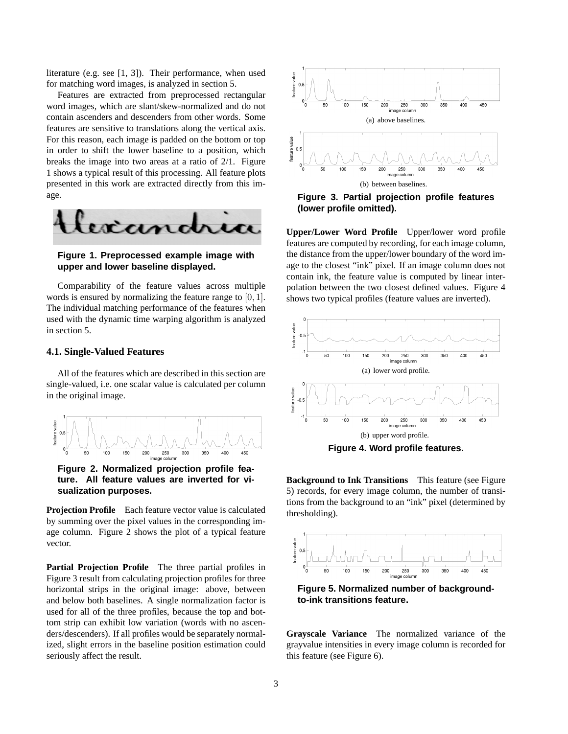literature (e.g. see [1, 3]). Their performance, when used for matching word images, is analyzed in section 5.

Features are extracted from preprocessed rectangular word images, which are slant/skew-normalized and do not contain ascenders and descenders from other words. Some features are sensitive to translations along the vertical axis. For this reason, each image is padded on the bottom or top in order to shift the lower baseline to a position, which breaks the image into two areas at a ratio of 2/1. Figure 1 shows a typical result of this processing. All feature plots presented in this work are extracted directly from this image.

**Figure 1. Preprocessed example image with upper and lower baseline displayed.**

Comparability of the feature values across multiple words is ensured by normalizing the feature range to $[0, 1]$. The individual matching performance of the features when used with the dynamic time warping algorithm is analyzed in section 5.

### 4.1. Single-Valued Features

All of the features which are described in this section are single-valued, i.e. one scalar value is calculated per column in the original image.

**Figure 2. Normalized projection profile feature. All feature values are inverted for visualization purposes.**

**Projection Profile** Each feature vector value is calculated by summing over the pixel values in the corresponding image column. Figure 2 shows the plot of a typical feature vector.

**Partial Projection Profile** The three partial profiles in Figure 3 result from calculating projection profiles for three horizontal strips in the original image: above, between and below both baselines. A single normalization factor is used for all of the three profiles, because the top and bottom strip can exhibit low variation (words with no ascenders/descenders). If all profiles would be separately normalized, slight errors in the baseline position estimation could seriously affect the result.

(a) above baselines.

(b) between baselines.

**Figure 3. Partial projection profile features (lower profile omitted).**

**Upper/Lower Word Profile** Upper/lower word profile features are computed by recording, for each image column, the distance from the upper/lower boundary of the word image to the closest "ink" pixel. If an image column does not contain ink, the feature value is computed by linear interpolation between the two closest defined values. Figure 4 shows two typical profiles (feature values are inverted).

(a) lower word profile.

(b) upper word profile.

**Figure 4. Word profile features.**

**Background to Ink Transitions** This feature (see Figure 5) records, for every image column, the number of transitions from the background to an "ink" pixel (determined by thresholding).

**Figure 5. Normalized number of background-to-ink transitions feature.**

**Grayscale Variance** The normalized variance of the grayvalue intensities in every image column is recorded for this feature (see Figure 6).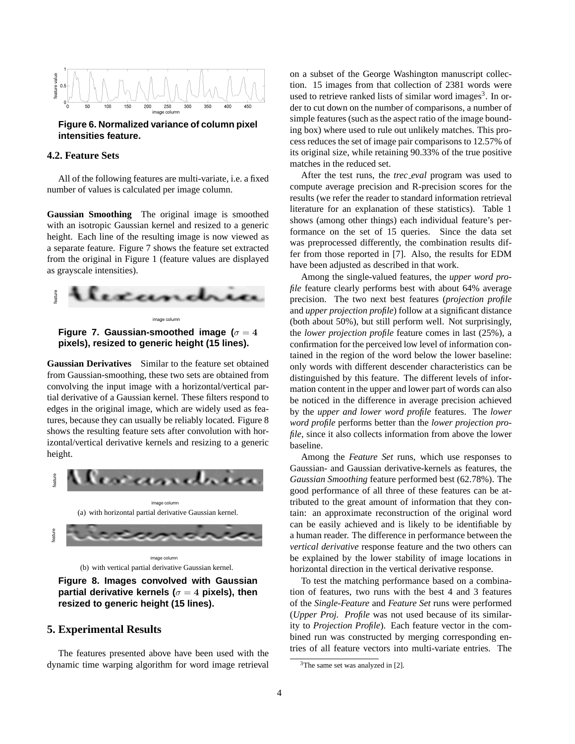Figure 6. Normalized variance of column pixel intensities feature.

### 4.2. Feature Sets

All of the following features are multi-variate, i.e. a fixed number of values is calculated per image column.

**Gaussian Smoothing** The original image is smoothed with an isotropic Gaussian kernel and resized to a generic height. Each line of the resulting image is now viewed as a separate feature. Figure 7 shows the feature set extracted from the original in Figure 1 (feature values are displayed as grayscale intensities).

Figure 7. Gaussian-smoothed image ($\sigma = 4$ pixels), resized to generic height (15 lines).

**Gaussian Derivatives** Similar to the feature set obtained from Gaussian-smoothing, these two sets are obtained from convolving the input image with a horizontal/vertical partial derivative of a Gaussian kernel. These filters respond to edges in the original image, which are widely used as features, because they can usually be reliably located. Figure 8 shows the resulting feature sets after convolution with horizontal/vertical derivative kernels and resizing to a generic height.

(a) with horizontal partial derivative Gaussian kernel.

(b) with vertical partial derivative Gaussian kernel.

Figure 8. Images convolved with Gaussian partial derivative kernels ($\sigma = 4$ pixels), then resized to generic height (15 lines).

## 5. Experimental Results

The features presented above have been used with the dynamic time warping algorithm for word image retrieval on a subset of the George Washington manuscript collection. 15 images from that collection of 2381 words were used to retrieve ranked lists of similar word images[3]. In order to cut down on the number of comparisons, a number of simple features (such as the aspect ratio of the image bounding box) where used to rule out unlikely matches. This process reduces the set of image pair comparisons to 12.57% of its original size, while retaining 90.33% of the true positive matches in the reduced set.

After the test runs, the *trec_eval* program was used to compute average precision and R-precision scores for the results (we refer the reader to standard information retrieval literature for an explanation of these statistics). Table 1 shows (among other things) each individual feature's performance on the set of 15 queries. Since the data set was preprocessed differently, the combination results differ from those reported in [7]. Also, the results for EDM have been adjusted as described in that work.

Among the single-valued features, the *upper word profile* feature clearly performs best with about 64% average precision. The two next best features (*projection profile* and *upper projection profile*) follow at a significant distance (both about 50%), but still perform well. Not surprisingly, the *lower projection profile* feature comes in last (25%), a confirmation for the perceived low level of information contained in the region of the word below the lower baseline: only words with different descender characteristics can be distinguished by this feature. The different levels of information content in the upper and lower part of words can also be noticed in the difference in average precision achieved by the *upper and lower word profile* features. The *lower word profile* performs better than the *lower projection profile*, since it also collects information from above the lower baseline.

Among the *Feature Set* runs, which use responses to Gaussian- and Gaussian derivative-kernels as features, the *Gaussian Smoothing* feature performed best (62.78%). The good performance of all three of these features can be attributed to the great amount of information that they contain: an approximate reconstruction of the original word can be easily achieved and is likely to be identifiable by a human reader. The difference in performance between the *vertical derivative* response feature and the two others can be explained by the lower stability of image locations in horizontal direction in the vertical derivative response.

To test the matching performance based on a combination of features, two runs with the best 4 and 3 features of the *Single-Feature* and *Feature Set* runs were performed (*Upper Proj. Profile* was not used because of its similarity to *Projection Profile*). Each feature vector in the combined run was constructed by merging corresponding entries of all feature vectors into multi-variate entries. The

[3] The same set was analyzed in [2].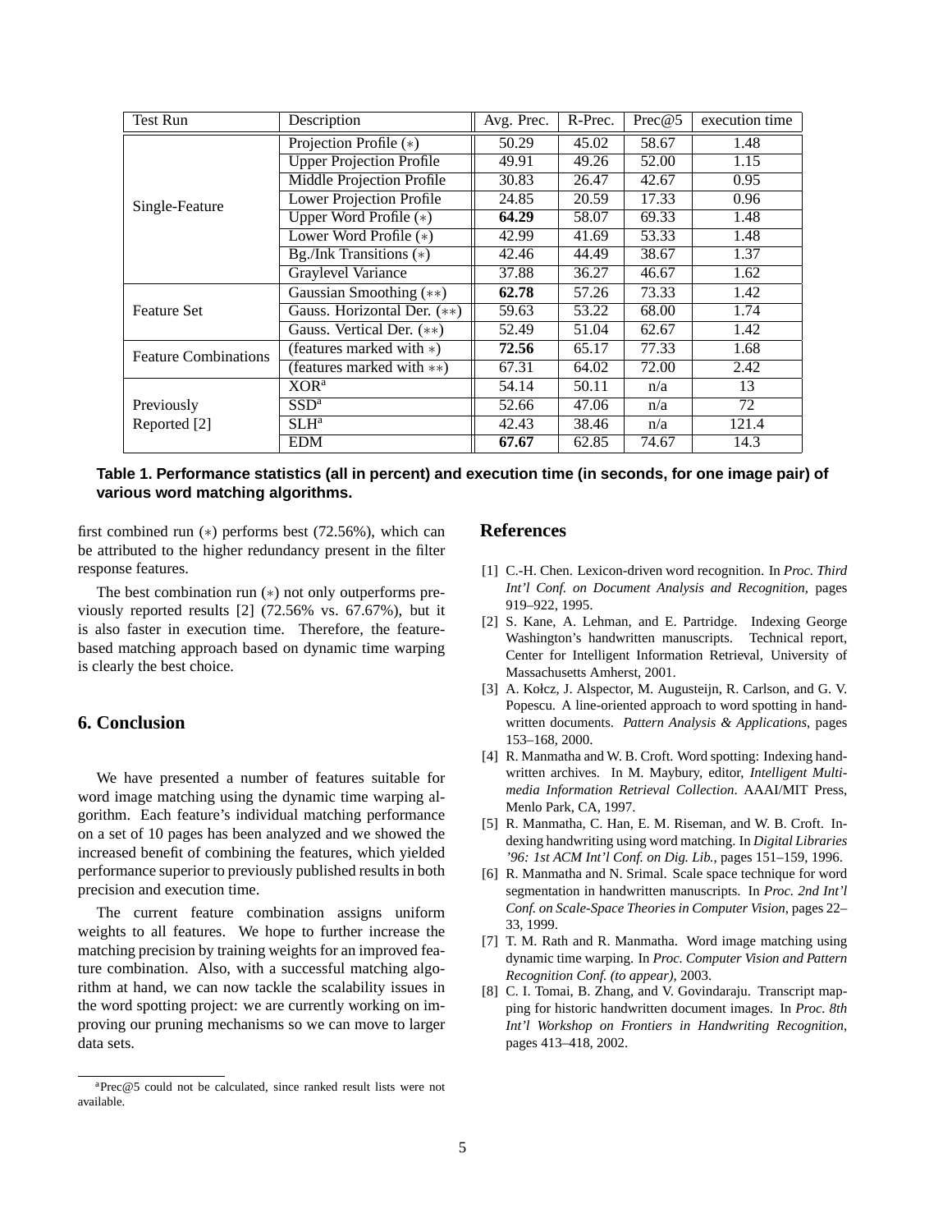| Test Run | Description | Avg. Prec. | R-Prec. | Prec@5 | execution time |
|---|---|---|---|---|---|
| Single-Feature | Projection Profile (∗) | 50.29 | 45.02 | 58.67 | 1.48 |
| | Upper Projection Profile | 49.91 | 49.26 | 52.00 | 1.15 |
| | Middle Projection Profile | 30.83 | 26.47 | 42.67 | 0.95 |
| | Lower Projection Profile | 24.85 | 20.59 | 17.33 | 0.96 |
| | Upper Word Profile (∗) | **64.29** | 58.07 | 69.33 | 1.48 |
| | Lower Word Profile (∗) | 42.99 | 41.69 | 53.33 | 1.48 |
| | Bg./Ink Transitions (∗) | 42.46 | 44.49 | 38.67 | 1.37 |
| | Graylevel Variance | 37.88 | 36.27 | 46.67 | 1.62 |
| Feature Set | Gaussian Smoothing (∗∗) | **62.78** | 57.26 | 73.33 | 1.42 |
| | Gauss. Horizontal Der. (∗∗) | 59.63 | 53.22 | 68.00 | 1.74 |
| | Gauss. Vertical Der. (∗∗) | 52.49 | 51.04 | 62.67 | 1.42 |
| Feature Combinations | (features marked with ∗) | **72.56** | 65.17 | 77.33 | 1.68 |
| | (features marked with ∗∗) | 67.31 | 64.02 | 72.00 | 2.42 |
| Previously Reported [2] | XOR[a] | 54.14 | 50.11 | n/a | 13 |
| | SSD[a] | 52.66 | 47.06 | n/a | 72 |
| | SLH[a] | 42.43 | 38.46 | n/a | 121.4 |
| | EDM | **67.67** | 62.85 | 74.67 | 14.3 |

**Table 1. Performance statistics (all in percent) and execution time (in seconds, for one image pair) of various word matching algorithms.**

first combined run (∗) performs best (72.56%), which can be attributed to the higher redundancy present in the filter response features.

The best combination run (∗) not only outperforms previously reported results [2] (72.56% vs. 67.67%), but it is also faster in execution time. Therefore, the feature-based matching approach based on dynamic time warping is clearly the best choice.

## 6. Conclusion

We have presented a number of features suitable for word image matching using the dynamic time warping algorithm. Each feature's individual matching performance on a set of 10 pages has been analyzed and we showed the increased benefit of combining the features, which yielded performance superior to previously published results in both precision and execution time.

The current feature combination assigns uniform weights to all features. We hope to further increase the matching precision by training weights for an improved feature combination. Also, with a successful matching algorithm at hand, we can now tackle the scalability issues in the word spotting project: we are currently working on improving our pruning mechanisms so we can move to larger data sets.

[a] Prec@5 could not be calculated, since ranked result lists were not available.

## References

[1] C.-H. Chen. Lexicon-driven word recognition. In *Proc. Third Int'l Conf. on Document Analysis and Recognition*, pages 919–922, 1995.

[2] S. Kane, A. Lehman, and E. Partridge. Indexing George Washington's handwritten manuscripts. Technical report, Center for Intelligent Information Retrieval, University of Massachusetts Amherst, 2001.

[3] A. Kołcz, J. Alspector, M. Augusteijn, R. Carlson, and G. V. Popescu. A line-oriented approach to word spotting in handwritten documents. *Pattern Analysis & Applications*, pages 153–168, 2000.

[4] R. Manmatha and W. B. Croft. Word spotting: Indexing handwritten archives. In M. Maybury, editor, *Intelligent Multimedia Information Retrieval Collection*. AAAI/MIT Press, Menlo Park, CA, 1997.

[5] R. Manmatha, C. Han, E. M. Riseman, and W. B. Croft. Indexing handwriting using word matching. In *Digital Libraries '96: 1st ACM Int'l Conf. on Dig. Lib.*, pages 151–159, 1996.

[6] R. Manmatha and N. Srimal. Scale space technique for word segmentation in handwritten manuscripts. In *Proc. 2nd Int'l Conf. on Scale-Space Theories in Computer Vision*, pages 22–33, 1999.

[7] T. M. Rath and R. Manmatha. Word image matching using dynamic time warping. In *Proc. Computer Vision and Pattern Recognition Conf. (to appear)*, 2003.

[8] C. I. Tomai, B. Zhang, and V. Govindaraju. Transcript mapping for historic handwritten document images. In *Proc. 8th Int'l Workshop on Frontiers in Handwriting Recognition*, pages 413–418, 2002.